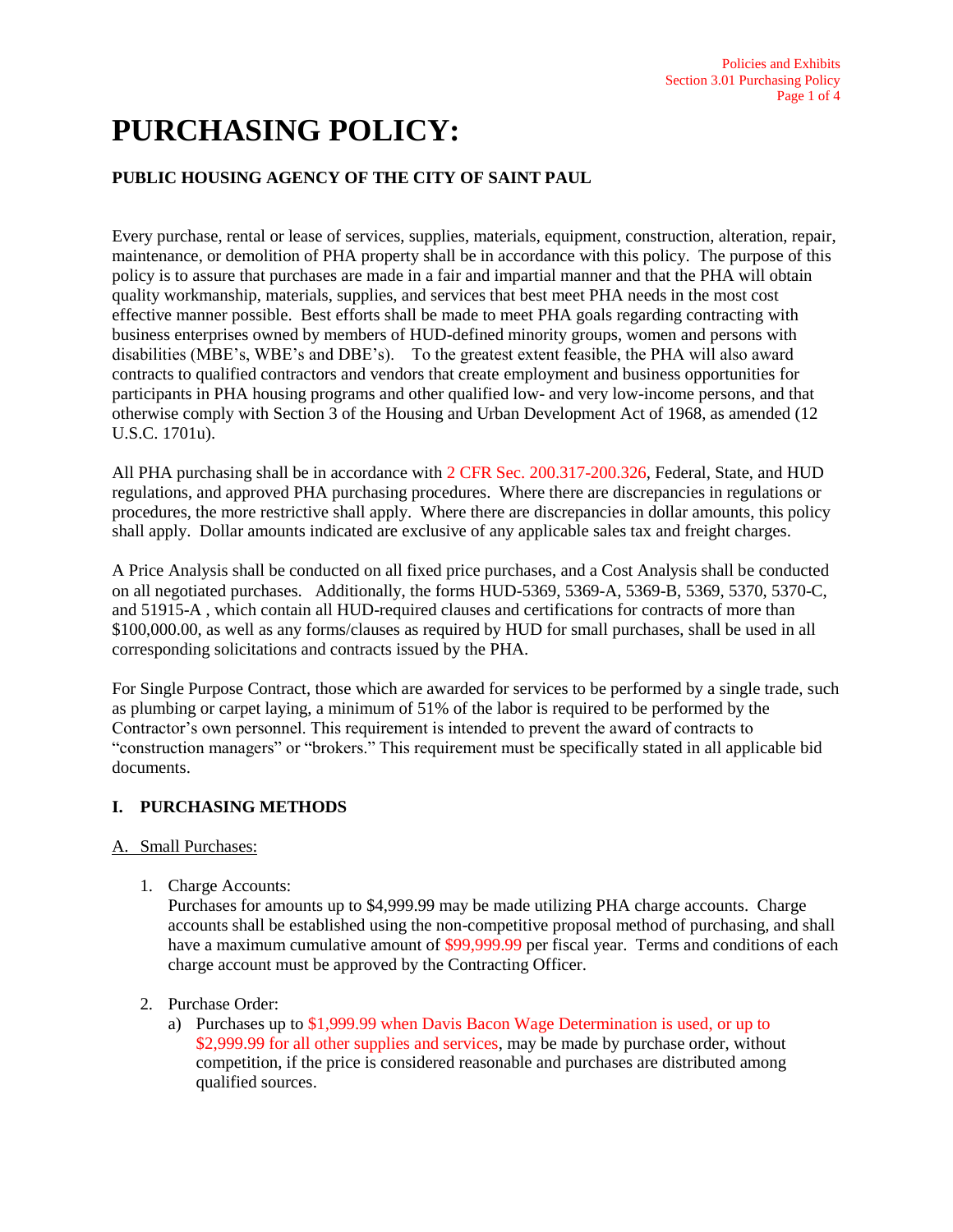# PURCHASING POLICY:

**PUBLIC HOUSING AGENCY OF THE CITY OF SAINT PAUL**

Every purchase, rental or lease of services, supplies, materials, equipment, construction, alteration, repair, maintenance, or demolition of PHA property shall be in accordance with this policy. The purpose of this policy is to assure that purchases are made in a fair and impartial manner and that the PHA will obtain quality workmanship, materials, supplies, and services that best meet PHA needs in the most cost effective manner possible. Best efforts shall be made to meet PHA goals regarding contracting with business enterprises owned by members of HUD-defined minority groups, women and persons with disabilities (MBE's, WBE's and DBE's). To the greatest extent feasible, the PHA will also award contracts to qualified contractors and vendors that create employment and business opportunities for participants in PHA housing programs and other qualified low- and very low-income persons, and that otherwise comply with Section 3 of the Housing and Urban Development Act of 1968, as amended (12 U.S.C. 1701u).

All PHA purchasing shall be in accordance with 2 CFR Sec. 200.317-200.326, Federal, State, and HUD regulations, and approved PHA purchasing procedures. Where there are discrepancies in regulations or procedures, the more restrictive shall apply. Where there are discrepancies in dollar amounts, this policy shall apply. Dollar amounts indicated are exclusive of any applicable sales tax and freight charges.

A Price Analysis shall be conducted on all fixed price purchases, and a Cost Analysis shall be conducted on all negotiated purchases. Additionally, the forms HUD-5369, 5369-A, 5369-B, 5369, 5370, 5370-C, and 51915-A , which contain all HUD-required clauses and certifications for contracts of more than $100,000.00, as well as any forms/clauses as required by HUD for small purchases, shall be used in all corresponding solicitations and contracts issued by the PHA.

For Single Purpose Contract, those which are awarded for services to be performed by a single trade, such as plumbing or carpet laying, a minimum of 51% of the labor is required to be performed by the Contractor's own personnel. This requirement is intended to prevent the award of contracts to "construction managers" or "brokers." This requirement must be specifically stated in all applicable bid documents.

## I. PURCHASING METHODS

A. Small Purchases:

1. Charge Accounts:
   Purchases for amounts up to $4,999.99 may be made utilizing PHA charge accounts. Charge accounts shall be established using the non-competitive proposal method of purchasing, and shall have a maximum cumulative amount of $99,999.99 per fiscal year. Terms and conditions of each charge account must be approved by the Contracting Officer.

2. Purchase Order:
   a) Purchases up to $1,999.99 when Davis Bacon Wage Determination is used, or up to $2,999.99 for all other supplies and services, may be made by purchase order, without competition, if the price is considered reasonable and purchases are distributed among qualified sources.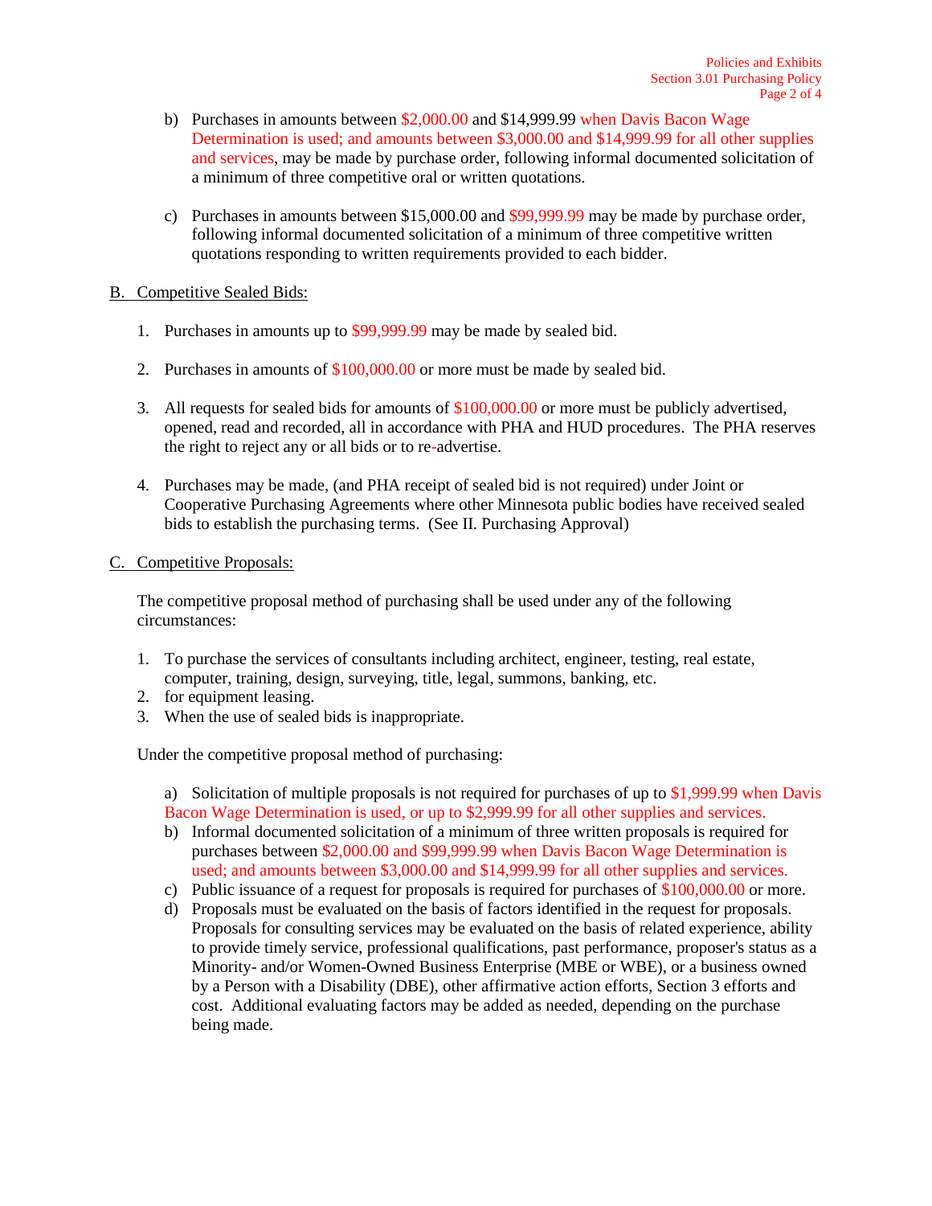b) Purchases in amounts between $2,000.00 and $14,999.99 when Davis Bacon Wage Determination is used; and amounts between $3,000.00 and $14,999.99 for all other supplies and services, may be made by purchase order, following informal documented solicitation of a minimum of three competitive oral or written quotations.

c) Purchases in amounts between $15,000.00 and $99,999.99 may be made by purchase order, following informal documented solicitation of a minimum of three competitive written quotations responding to written requirements provided to each bidder.

B. Competitive Sealed Bids:

1. Purchases in amounts up to $99,999.99 may be made by sealed bid.

2. Purchases in amounts of $100,000.00 or more must be made by sealed bid.

3. All requests for sealed bids for amounts of $100,000.00 or more must be publicly advertised, opened, read and recorded, all in accordance with PHA and HUD procedures. The PHA reserves the right to reject any or all bids or to re-advertise.

4. Purchases may be made, (and PHA receipt of sealed bid is not required) under Joint or Cooperative Purchasing Agreements where other Minnesota public bodies have received sealed bids to establish the purchasing terms. (See II. Purchasing Approval)

C. Competitive Proposals:

The competitive proposal method of purchasing shall be used under any of the following circumstances:

1. To purchase the services of consultants including architect, engineer, testing, real estate, computer, training, design, surveying, title, legal, summons, banking, etc.
2. for equipment leasing.
3. When the use of sealed bids is inappropriate.

Under the competitive proposal method of purchasing:

a) Solicitation of multiple proposals is not required for purchases of up to $1,999.99 when Davis Bacon Wage Determination is used, or up to $2,999.99 for all other supplies and services.

b) Informal documented solicitation of a minimum of three written proposals is required for purchases between $2,000.00 and $99,999.99 when Davis Bacon Wage Determination is used; and amounts between $3,000.00 and $14,999.99 for all other supplies and services.

c) Public issuance of a request for proposals is required for purchases of $100,000.00 or more.

d) Proposals must be evaluated on the basis of factors identified in the request for proposals. Proposals for consulting services may be evaluated on the basis of related experience, ability to provide timely service, professional qualifications, past performance, proposer's status as a Minority- and/or Women-Owned Business Enterprise (MBE or WBE), or a business owned by a Person with a Disability (DBE), other affirmative action efforts, Section 3 efforts and cost. Additional evaluating factors may be added as needed, depending on the purchase being made.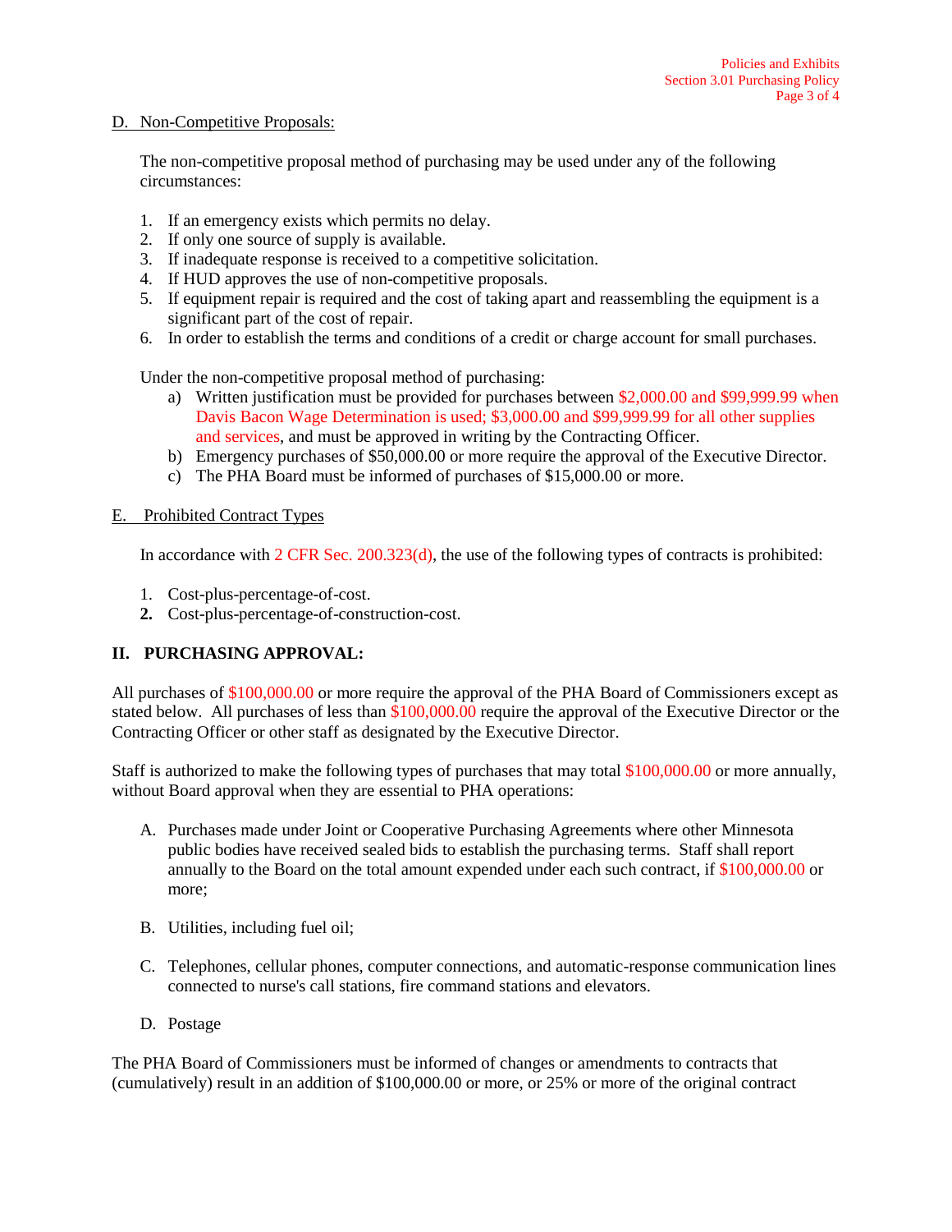D. Non-Competitive Proposals:

The non-competitive proposal method of purchasing may be used under any of the following circumstances:

1. If an emergency exists which permits no delay.
2. If only one source of supply is available.
3. If inadequate response is received to a competitive solicitation.
4. If HUD approves the use of non-competitive proposals.
5. If equipment repair is required and the cost of taking apart and reassembling the equipment is a significant part of the cost of repair.
6. In order to establish the terms and conditions of a credit or charge account for small purchases.

Under the non-competitive proposal method of purchasing:

a) Written justification must be provided for purchases between $2,000.00 and $99,999.99 when Davis Bacon Wage Determination is used; $3,000.00 and $99,999.99 for all other supplies and services, and must be approved in writing by the Contracting Officer.
b) Emergency purchases of $50,000.00 or more require the approval of the Executive Director.
c) The PHA Board must be informed of purchases of $15,000.00 or more.

E. Prohibited Contract Types

In accordance with 2 CFR Sec. 200.323(d), the use of the following types of contracts is prohibited:

1. Cost-plus-percentage-of-cost.
2. Cost-plus-percentage-of-construction-cost.

## II. PURCHASING APPROVAL:

All purchases of $100,000.00 or more require the approval of the PHA Board of Commissioners except as stated below. All purchases of less than $100,000.00 require the approval of the Executive Director or the Contracting Officer or other staff as designated by the Executive Director.

Staff is authorized to make the following types of purchases that may total $100,000.00 or more annually, without Board approval when they are essential to PHA operations:

A. Purchases made under Joint or Cooperative Purchasing Agreements where other Minnesota public bodies have received sealed bids to establish the purchasing terms. Staff shall report annually to the Board on the total amount expended under each such contract, if $100,000.00 or more;

B. Utilities, including fuel oil;

C. Telephones, cellular phones, computer connections, and automatic-response communication lines connected to nurse's call stations, fire command stations and elevators.

D. Postage

The PHA Board of Commissioners must be informed of changes or amendments to contracts that (cumulatively) result in an addition of $100,000.00 or more, or 25% or more of the original contract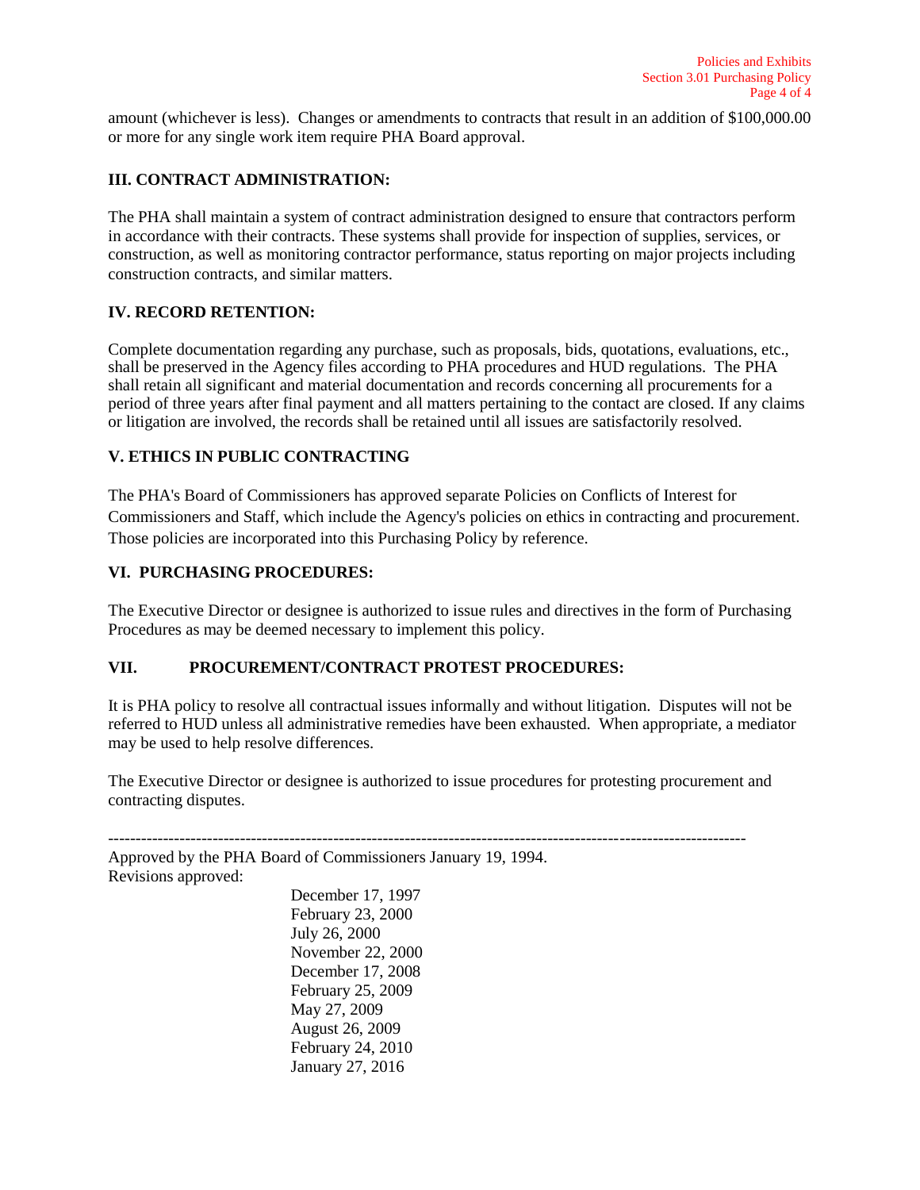amount (whichever is less). Changes or amendments to contracts that result in an addition of $100,000.00 or more for any single work item require PHA Board approval.

## III. CONTRACT ADMINISTRATION:

The PHA shall maintain a system of contract administration designed to ensure that contractors perform in accordance with their contracts. These systems shall provide for inspection of supplies, services, or construction, as well as monitoring contractor performance, status reporting on major projects including construction contracts, and similar matters.

## IV. RECORD RETENTION:

Complete documentation regarding any purchase, such as proposals, bids, quotations, evaluations, etc., shall be preserved in the Agency files according to PHA procedures and HUD regulations. The PHA shall retain all significant and material documentation and records concerning all procurements for a period of three years after final payment and all matters pertaining to the contact are closed. If any claims or litigation are involved, the records shall be retained until all issues are satisfactorily resolved.

## V. ETHICS IN PUBLIC CONTRACTING

The PHA's Board of Commissioners has approved separate Policies on Conflicts of Interest for Commissioners and Staff, which include the Agency's policies on ethics in contracting and procurement. Those policies are incorporated into this Purchasing Policy by reference.

## VI. PURCHASING PROCEDURES:

The Executive Director or designee is authorized to issue rules and directives in the form of Purchasing Procedures as may be deemed necessary to implement this policy.

## VII. PROCUREMENT/CONTRACT PROTEST PROCEDURES:

It is PHA policy to resolve all contractual issues informally and without litigation. Disputes will not be referred to HUD unless all administrative remedies have been exhausted. When appropriate, a mediator may be used to help resolve differences.

The Executive Director or designee is authorized to issue procedures for protesting procurement and contracting disputes.

---

Approved by the PHA Board of Commissioners January 19, 1994.

Revisions approved:

- December 17, 1997
- February 23, 2000
- July 26, 2000
- November 22, 2000
- December 17, 2008
- February 25, 2009
- May 27, 2009
- August 26, 2009
- February 24, 2010
- January 27, 2016